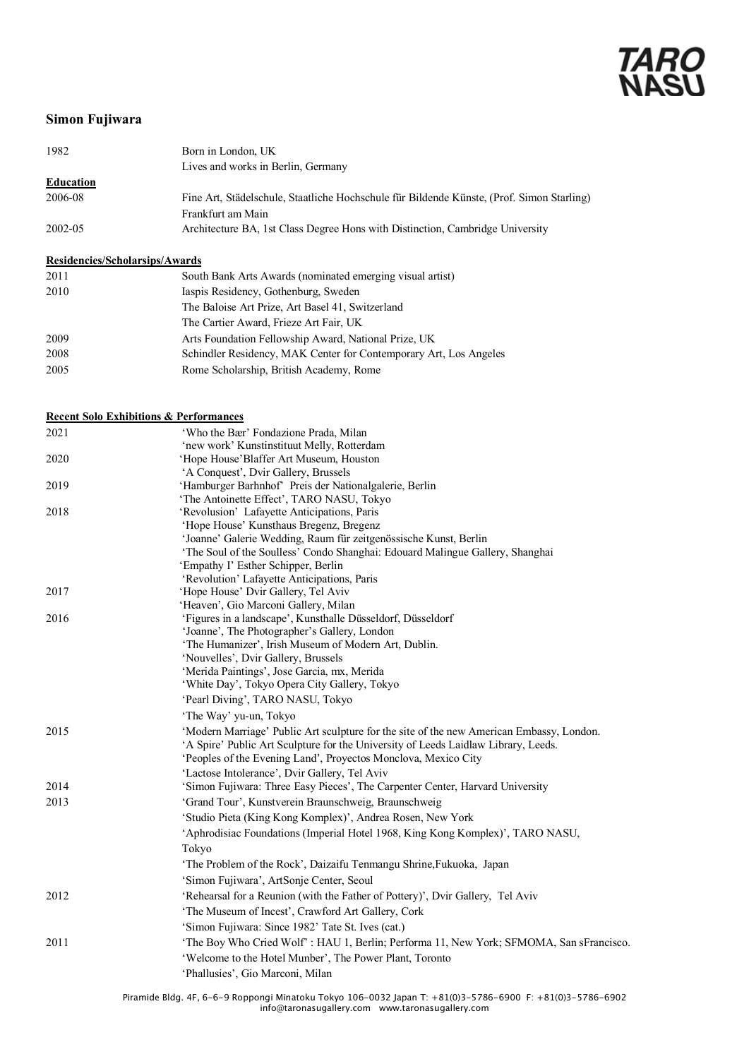TARO NASU

# Simon Fujiwara

| | |
|---|---|
| 1982 | Born in London, UK |
| | Lives and works in Berlin, Germany |

**Education**

| | |
|---|---|
| 2006-08 | Fine Art, Städelschule, Staatliche Hochschule für Bildende Künste, (Prof. Simon Starling) Frankfurt am Main |
| 2002-05 | Architecture BA, 1st Class Degree Hons with Distinction, Cambridge University |

**Residencies/Scholarsips/Awards**

| | |
|---|---|
| 2011 | South Bank Arts Awards (nominated emerging visual artist) |
| 2010 | Iaspis Residency, Gothenburg, Sweden |
| | The Baloise Art Prize, Art Basel 41, Switzerland |
| | The Cartier Award, Frieze Art Fair, UK |
| 2009 | Arts Foundation Fellowship Award, National Prize, UK |
| 2008 | Schindler Residency, MAK Center for Contemporary Art, Los Angeles |
| 2005 | Rome Scholarship, British Academy, Rome |

**Recent Solo Exhibitions & Performances**

| | |
|---|---|
| 2021 | 'Who the Bær' Fondazione Prada, Milan |
| | 'new work' Kunstinstituut Melly, Rotterdam |
| 2020 | 'Hope House'Blaffer Art Museum, Houston |
| | 'A Conquest', Dvir Gallery, Brussels |
| 2019 | 'Hamburger Barhnhof' Preis der Nationalgalerie, Berlin |
| | 'The Antoinette Effect', TARO NASU, Tokyo |
| 2018 | 'Revolusion' Lafayette Anticipations, Paris |
| | 'Hope House' Kunsthaus Bregenz, Bregenz |
| | 'Joanne' Galerie Wedding, Raum für zeitgenössische Kunst, Berlin |
| | 'The Soul of the Soulless' Condo Shanghai: Edouard Malingue Gallery, Shanghai |
| | 'Empathy I' Esther Schipper, Berlin |
| | 'Revolution' Lafayette Anticipations, Paris |
| 2017 | 'Hope House' Dvir Gallery, Tel Aviv |
| | 'Heaven', Gio Marconi Gallery, Milan |
| 2016 | 'Figures in a landscape', Kunsthalle Düsseldorf, Düsseldorf |
| | 'Joanne', The Photographer's Gallery, London |
| | 'The Humanizer', Irish Museum of Modern Art, Dublin. |
| | 'Nouvelles', Dvir Gallery, Brussels |
| | 'Merida Paintings', Jose Garcia, mx, Merida |
| | 'White Day', Tokyo Opera City Gallery, Tokyo |
| | 'Pearl Diving', TARO NASU, Tokyo |
| | 'The Way' yu-un, Tokyo |
| 2015 | 'Modern Marriage' Public Art sculpture for the site of the new American Embassy, London. |
| | 'A Spire' Public Art Sculpture for the University of Leeds Laidlaw Library, Leeds. |
| | 'Peoples of the Evening Land', Proyectos Monclova, Mexico City |
| | 'Lactose Intolerance', Dvir Gallery, Tel Aviv |
| 2014 | 'Simon Fujiwara: Three Easy Pieces', The Carpenter Center, Harvard University |
| 2013 | 'Grand Tour', Kunstverein Braunschweig, Braunschweig |
| | 'Studio Pieta (King Kong Komplex)', Andrea Rosen, New York |
| | 'Aphrodisiac Foundations (Imperial Hotel 1968, King Kong Komplex)', TARO NASU, Tokyo |
| | 'The Problem of the Rock', Daizaifu Tenmangu Shrine,Fukuoka, Japan |
| | 'Simon Fujiwara', ArtSonje Center, Seoul |
| 2012 | 'Rehearsal for a Reunion (with the Father of Pottery)', Dvir Gallery, Tel Aviv |
| | 'The Museum of Incest', Crawford Art Gallery, Cork |
| | 'Simon Fujiwara: Since 1982' Tate St. Ives (cat.) |
| 2011 | 'The Boy Who Cried Wolf' : HAU 1, Berlin; Performa 11, New York; SFMOMA, San sFrancisco. |
| | 'Welcome to the Hotel Munber', The Power Plant, Toronto |
| | 'Phallusies', Gio Marconi, Milan |

Piramide Bldg. 4F, 6-6-9 Roppongi Minatoku Tokyo 106-0032 Japan T: +81(0)3-5786-6900 F: +81(0)3-5786-6902
info@taronasugallery.com www.taronasugallery.com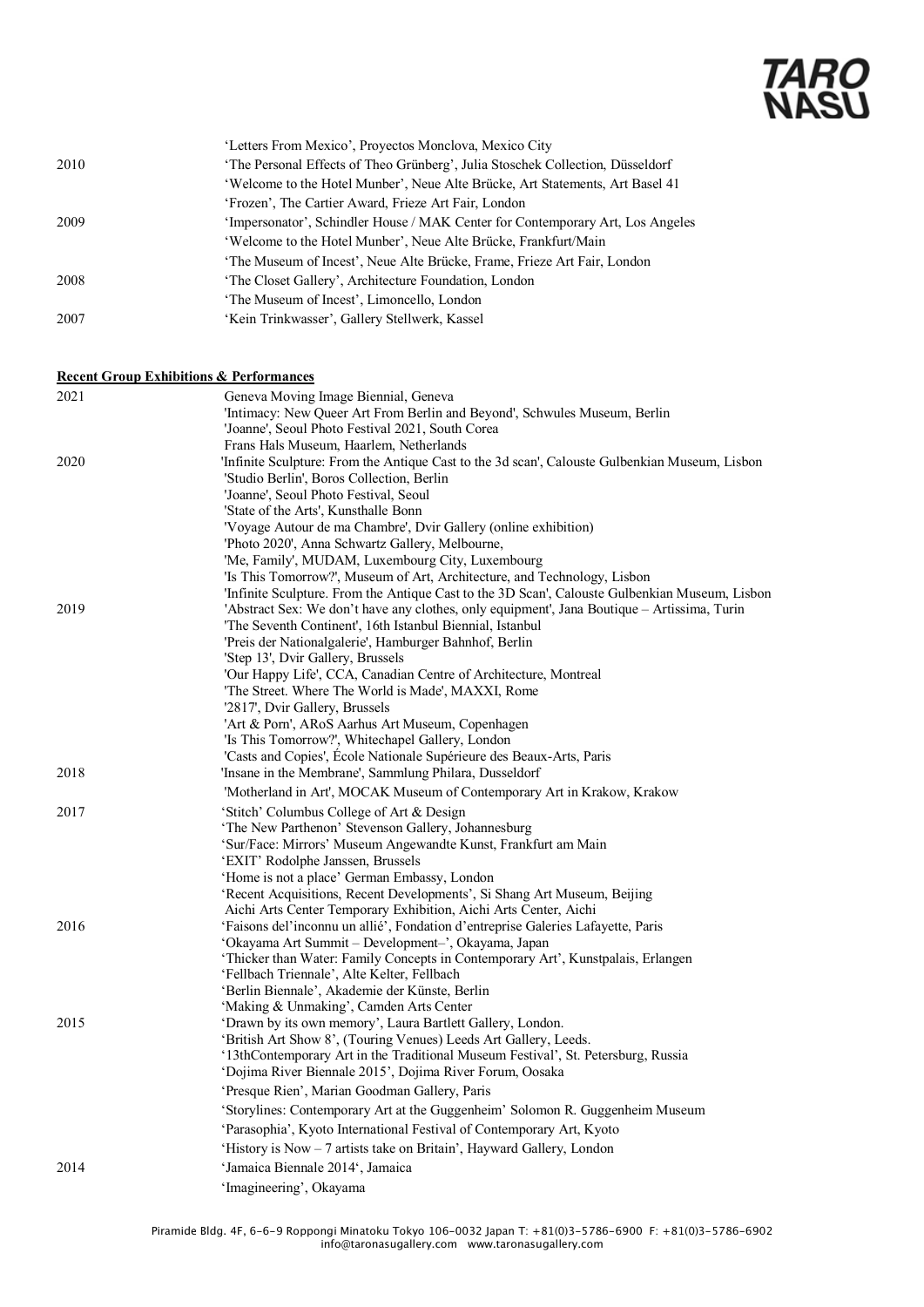| | |
|---|---|
| | 'Letters From Mexico', Proyectos Monclova, Mexico City |
| 2010 | 'The Personal Effects of Theo Grünberg', Julia Stoschek Collection, Düsseldorf |
| | 'Welcome to the Hotel Munber', Neue Alte Brücke, Art Statements, Art Basel 41 |
| | 'Frozen', The Cartier Award, Frieze Art Fair, London |
| 2009 | 'Impersonator', Schindler House / MAK Center for Contemporary Art, Los Angeles |
| | 'Welcome to the Hotel Munber', Neue Alte Brücke, Frankfurt/Main |
| | 'The Museum of Incest', Neue Alte Brücke, Frame, Frieze Art Fair, London |
| 2008 | 'The Closet Gallery', Architecture Foundation, London |
| | 'The Museum of Incest', Limoncello, London |
| 2007 | 'Kein Trinkwasser', Gallery Stellwerk, Kassel |

**Recent Group Exhibitions & Performances**

| | |
|---|---|
| 2021 | Geneva Moving Image Biennial, Geneva |
| | 'Intimacy: New Queer Art From Berlin and Beyond', Schwules Museum, Berlin |
| | 'Joanne', Seoul Photo Festival 2021, South Corea |
| | Frans Hals Museum, Haarlem, Netherlands |
| 2020 | 'Infinite Sculpture: From the Antique Cast to the 3d scan', Calouste Gulbenkian Museum, Lisbon |
| | 'Studio Berlin', Boros Collection, Berlin |
| | 'Joanne', Seoul Photo Festival, Seoul |
| | 'State of the Arts', Kunsthalle Bonn |
| | 'Voyage Autour de ma Chambre', Dvir Gallery (online exhibition) |
| | 'Photo 2020', Anna Schwartz Gallery, Melbourne, |
| | 'Me, Family', MUDAM, Luxembourg City, Luxembourg |
| | 'Is This Tomorrow?', Museum of Art, Architecture, and Technology, Lisbon |
| | 'Infinite Sculpture. From the Antique Cast to the 3D Scan', Calouste Gulbenkian Museum, Lisbon |
| 2019 | 'Abstract Sex: We don't have any clothes, only equipment', Jana Boutique – Artissima, Turin |
| | 'The Seventh Continent', 16th Istanbul Biennial, Istanbul |
| | 'Preis der Nationalgalerie', Hamburger Bahnhof, Berlin |
| | 'Step 13', Dvir Gallery, Brussels |
| | 'Our Happy Life', CCA, Canadian Centre of Architecture, Montreal |
| | 'The Street. Where The World is Made', MAXXI, Rome |
| | '2817', Dvir Gallery, Brussels |
| | 'Art & Porn', ARoS Aarhus Art Museum, Copenhagen |
| | 'Is This Tomorrow?', Whitechapel Gallery, London |
| | 'Casts and Copies', École Nationale Supérieure des Beaux-Arts, Paris |
| 2018 | 'Insane in the Membrane', Sammlung Philara, Dusseldorf |
| | 'Motherland in Art', MOCAK Museum of Contemporary Art in Krakow, Krakow |
| 2017 | 'Stitch' Columbus College of Art & Design |
| | 'The New Parthenon' Stevenson Gallery, Johannesburg |
| | 'Sur/Face: Mirrors' Museum Angewandte Kunst, Frankfurt am Main |
| | 'EXIT' Rodolphe Janssen, Brussels |
| | 'Home is not a place' German Embassy, London |
| | 'Recent Acquisitions, Recent Developments', Si Shang Art Museum, Beijing |
| | Aichi Arts Center Temporary Exhibition, Aichi Arts Center, Aichi |
| 2016 | 'Faisons del'inconnu un allié', Fondation d'entreprise Galeries Lafayette, Paris |
| | 'Okayama Art Summit – Development–', Okayama, Japan |
| | 'Thicker than Water: Family Concepts in Contemporary Art', Kunstpalais, Erlangen |
| | 'Fellbach Triennale', Alte Kelter, Fellbach |
| | 'Berlin Biennale', Akademie der Künste, Berlin |
| | 'Making & Unmaking', Camden Arts Center |
| 2015 | 'Drawn by its own memory', Laura Bartlett Gallery, London. |
| | 'British Art Show 8', (Touring Venues) Leeds Art Gallery, Leeds. |
| | '13thContemporary Art in the Traditional Museum Festival', St. Petersburg, Russia |
| | 'Dojima River Biennale 2015', Dojima River Forum, Oosaka |
| | 'Presque Rien', Marian Goodman Gallery, Paris |
| | 'Storylines: Contemporary Art at the Guggenheim' Solomon R. Guggenheim Museum |
| | 'Parasophia', Kyoto International Festival of Contemporary Art, Kyoto |
| | 'History is Now – 7 artists take on Britain', Hayward Gallery, London |
| 2014 | 'Jamaica Biennale 2014', Jamaica |
| | 'Imagineering', Okayama |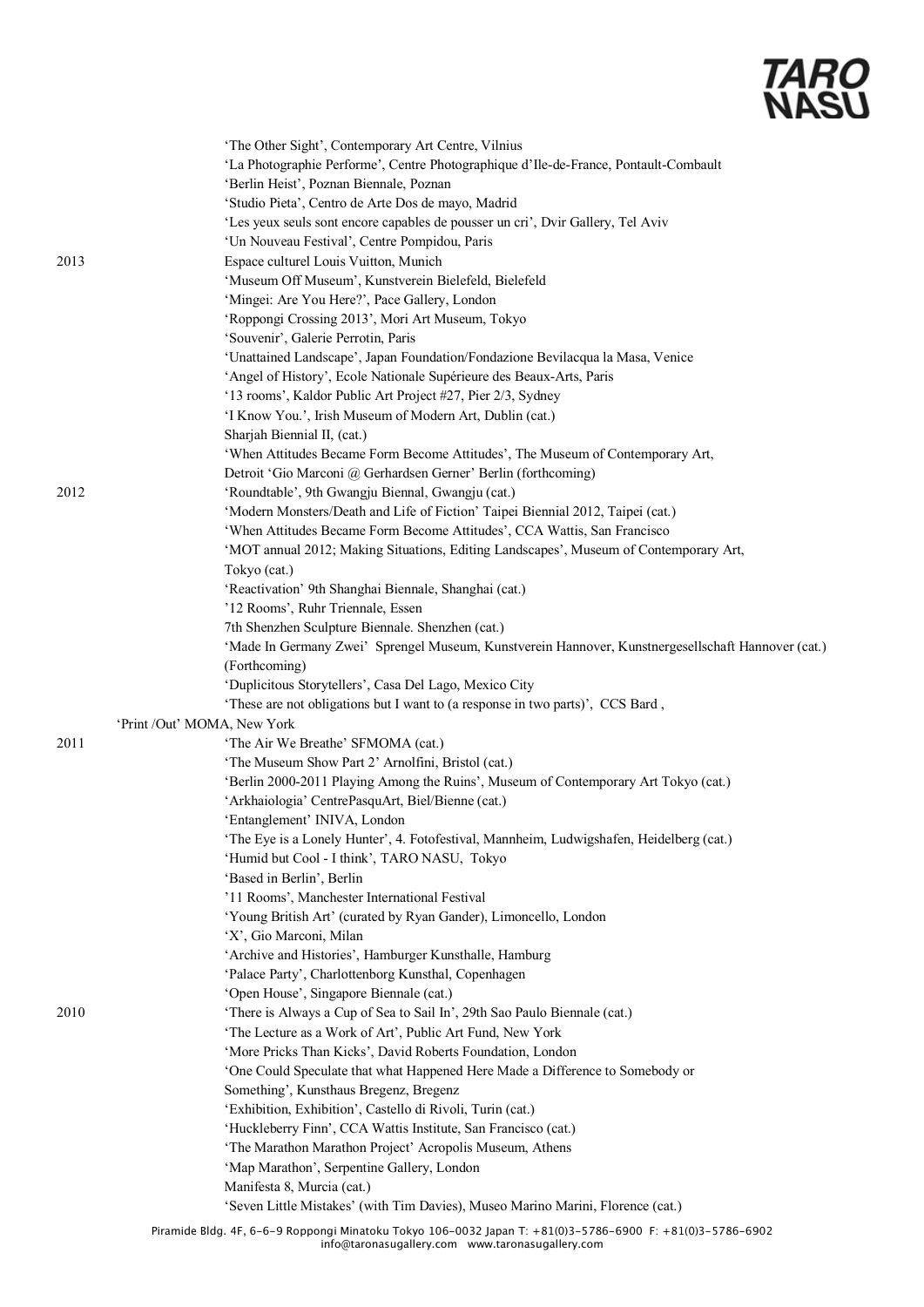'The Other Sight', Contemporary Art Centre, Vilnius
'La Photographie Performe', Centre Photographique d'Ile-de-France, Pontault-Combault
'Berlin Heist', Poznan Biennale, Poznan
'Studio Pieta', Centro de Arte Dos de mayo, Madrid
'Les yeux seuls sont encore capables de pousser un cri', Dvir Gallery, Tel Aviv
'Un Nouveau Festival', Centre Pompidou, Paris

2013
Espace culturel Louis Vuitton, Munich
'Museum Off Museum', Kunstverein Bielefeld, Bielefeld
'Mingei: Are You Here?', Pace Gallery, London
'Roppongi Crossing 2013', Mori Art Museum, Tokyo
'Souvenir', Galerie Perrotin, Paris
'Unattained Landscape', Japan Foundation/Fondazione Bevilacqua la Masa, Venice
'Angel of History', Ecole Nationale Supérieure des Beaux-Arts, Paris
'13 rooms', Kaldor Public Art Project #27, Pier 2/3, Sydney
'I Know You.', Irish Museum of Modern Art, Dublin (cat.)
Sharjah Biennial II, (cat.)
'When Attitudes Became Form Become Attitudes', The Museum of Contemporary Art,
Detroit 'Gio Marconi @ Gerhardsen Gerner' Berlin (forthcoming)

2012
'Roundtable', 9th Gwangju Biennal, Gwangju (cat.)
'Modern Monsters/Death and Life of Fiction' Taipei Biennial 2012, Taipei (cat.)
'When Attitudes Became Form Become Attitudes', CCA Wattis, San Francisco
'MOT annual 2012; Making Situations, Editing Landscapes', Museum of Contemporary Art,
Tokyo (cat.)
'Reactivation' 9th Shanghai Biennale, Shanghai (cat.)
'12 Rooms', Ruhr Triennale, Essen
7th Shenzhen Sculpture Biennale. Shenzhen (cat.)
'Made In Germany Zwei' Sprengel Museum, Kunstverein Hannover, Kunstnergesellschaft Hannover (cat.)
(Forthcoming)
'Duplicitous Storytellers', Casa Del Lago, Mexico City
'These are not obligations but I want to (a response in two parts)', CCS Bard ,
'Print /Out' MOMA, New York

2011
'The Air We Breathe' SFMOMA (cat.)
'The Museum Show Part 2' Arnolfini, Bristol (cat.)
'Berlin 2000-2011 Playing Among the Ruins', Museum of Contemporary Art Tokyo (cat.)
'Arkhaiologia' CentrePasquArt, Biel/Bienne (cat.)
'Entanglement' INIVA, London
'The Eye is a Lonely Hunter', 4. Fotofestival, Mannheim, Ludwigshafen, Heidelberg (cat.)
'Humid but Cool - I think', TARO NASU, Tokyo
'Based in Berlin', Berlin
'11 Rooms', Manchester International Festival
'Young British Art' (curated by Ryan Gander), Limoncello, London
'X', Gio Marconi, Milan
'Archive and Histories', Hamburger Kunsthalle, Hamburg
'Palace Party', Charlottenborg Kunsthal, Copenhagen
'Open House', Singapore Biennale (cat.)

2010
'There is Always a Cup of Sea to Sail In', 29th Sao Paulo Biennale (cat.)
'The Lecture as a Work of Art', Public Art Fund, New York
'More Pricks Than Kicks', David Roberts Foundation, London
'One Could Speculate that what Happened Here Made a Difference to Somebody or
Something', Kunsthaus Bregenz, Bregenz
'Exhibition, Exhibition', Castello di Rivoli, Turin (cat.)
'Huckleberry Finn', CCA Wattis Institute, San Francisco (cat.)
'The Marathon Marathon Project' Acropolis Museum, Athens
'Map Marathon', Serpentine Gallery, London
Manifesta 8, Murcia (cat.)
'Seven Little Mistakes' (with Tim Davies), Museo Marino Marini, Florence (cat.)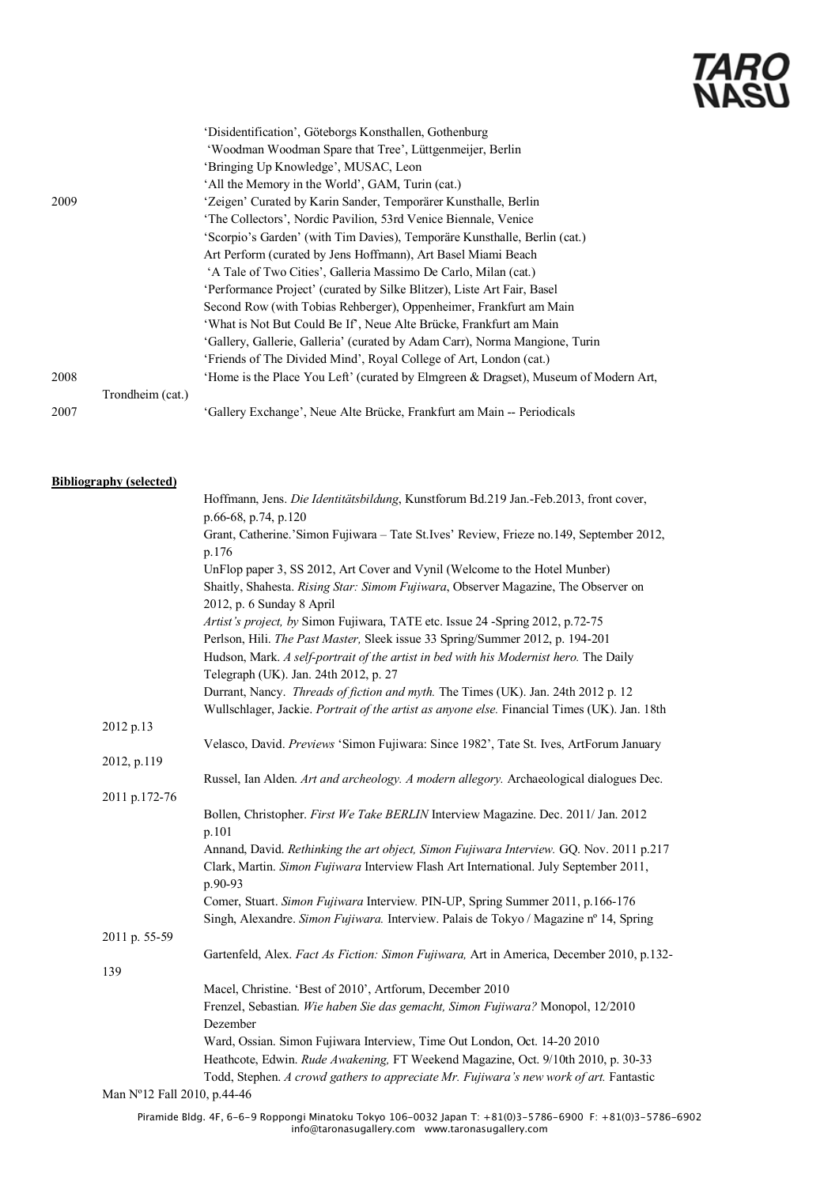'Disidentification', Göteborgs Konsthallen, Gothenburg
'Woodman Woodman Spare that Tree', Lüttgenmeijer, Berlin
'Bringing Up Knowledge', MUSAC, Leon
'All the Memory in the World', GAM, Turin (cat.)

2009
'Zeigen' Curated by Karin Sander, Temporärer Kunsthalle, Berlin
'The Collectors', Nordic Pavilion, 53rd Venice Biennale, Venice
'Scorpio's Garden' (with Tim Davies), Temporäre Kunsthalle, Berlin (cat.)
Art Perform (curated by Jens Hoffmann), Art Basel Miami Beach
'A Tale of Two Cities', Galleria Massimo De Carlo, Milan (cat.)
'Performance Project' (curated by Silke Blitzer), Liste Art Fair, Basel
Second Row (with Tobias Rehberger), Oppenheimer, Frankfurt am Main
'What is Not But Could Be If', Neue Alte Brücke, Frankfurt am Main
'Gallery, Gallerie, Galleria' (curated by Adam Carr), Norma Mangione, Turin
'Friends of The Divided Mind', Royal College of Art, London (cat.)

2008
'Home is the Place You Left' (curated by Elmgreen & Dragset), Museum of Modern Art, Trondheim (cat.)

2007
'Gallery Exchange', Neue Alte Brücke, Frankfurt am Main -- Periodicals

**Bibliography (selected)**

Hoffmann, Jens. *Die Identitätsbildung*, Kunstforum Bd.219 Jan.-Feb.2013, front cover, p.66-68, p.74, p.120

Grant, Catherine.'Simon Fujiwara – Tate St.Ives' Review, Frieze no.149, September 2012, p.176

UnFlop paper 3, SS 2012, Art Cover and Vynil (Welcome to the Hotel Munber)

Shaitly, Shahesta. *Rising Star: Simom Fujiwara*, Observer Magazine, The Observer on 2012, p. 6 Sunday 8 April

*Artist's project, by* Simon Fujiwara, TATE etc. Issue 24 -Spring 2012, p.72-75

Perlson, Hili. *The Past Master,* Sleek issue 33 Spring/Summer 2012, p. 194-201

Hudson, Mark. *A self-portrait of the artist in bed with his Modernist hero.* The Daily Telegraph (UK). Jan. 24th 2012, p. 27

Durrant, Nancy. *Threads of fiction and myth.* The Times (UK). Jan. 24th 2012 p. 12

Wullschlager, Jackie. *Portrait of the artist as anyone else.* Financial Times (UK). Jan. 18th 2012 p.13

Velasco, David. *Previews* 'Simon Fujiwara: Since 1982', Tate St. Ives, ArtForum January 2012, p.119

Russel, Ian Alden. *Art and archeology. A modern allegory.* Archaeological dialogues Dec. 2011 p.172-76

Bollen, Christopher. *First We Take BERLIN* Interview Magazine. Dec. 2011/ Jan. 2012 p.101

Annand, David. *Rethinking the art object, Simon Fujiwara Interview.* GQ. Nov. 2011 p.217

Clark, Martin. *Simon Fujiwara* Interview Flash Art International. July September 2011, p.90-93

Comer, Stuart. *Simon Fujiwara* Interview*.* PIN-UP, Spring Summer 2011, p.166-176

Singh, Alexandre. *Simon Fujiwara.* Interview. Palais de Tokyo / Magazine nº 14, Spring 2011 p. 55-59

Gartenfeld, Alex. *Fact As Fiction: Simon Fujiwara,* Art in America, December 2010, p.132-139

Macel, Christine. 'Best of 2010', Artforum, December 2010

Frenzel, Sebastian. *Wie haben Sie das gemacht, Simon Fujiwara?* Monopol, 12/2010 Dezember

Ward, Ossian. Simon Fujiwara Interview, Time Out London, Oct. 14-20 2010

Heathcote, Edwin. *Rude Awakening,* FT Weekend Magazine, Oct. 9/10th 2010, p. 30-33

Todd, Stephen. *A crowd gathers to appreciate Mr. Fujiwara's new work of art.* Fantastic Man Nº12 Fall 2010, p.44-46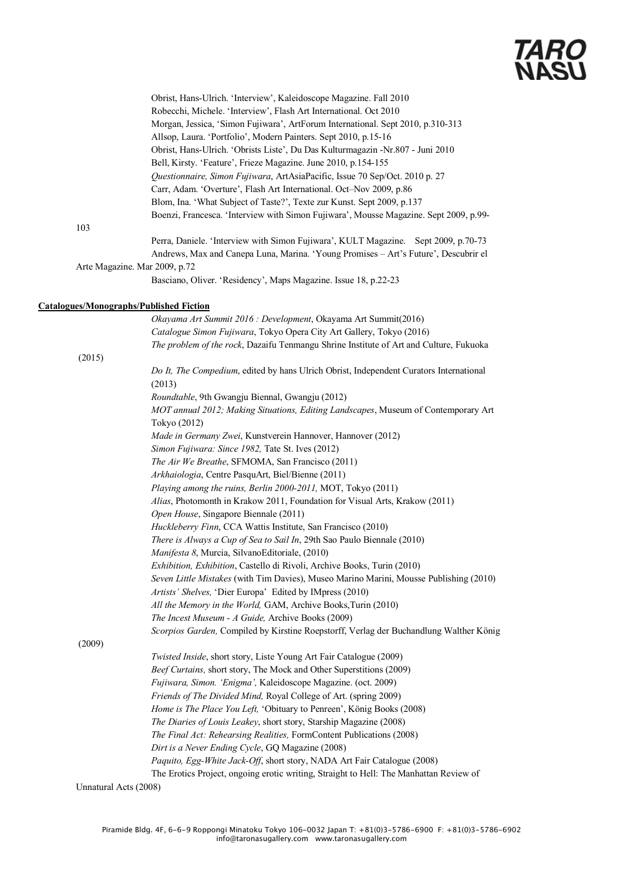Obrist, Hans-Ulrich. 'Interview', Kaleidoscope Magazine. Fall 2010

Robecchi, Michele. 'Interview', Flash Art International. Oct 2010

Morgan, Jessica, 'Simon Fujiwara', ArtForum International. Sept 2010, p.310-313

Allsop, Laura. 'Portfolio', Modern Painters. Sept 2010, p.15-16

Obrist, Hans-Ulrich. 'Obrists Liste', Du Das Kulturmagazin -Nr.807 - Juni 2010

Bell, Kirsty. 'Feature', Frieze Magazine. June 2010, p.154-155

*Questionnaire, Simon Fujiwara*, ArtAsiaPacific, Issue 70 Sep/Oct. 2010 p. 27

Carr, Adam. 'Overture', Flash Art International. Oct–Nov 2009, p.86

Blom, Ina. 'What Subject of Taste?', Texte zur Kunst. Sept 2009, p.137

Boenzi, Francesca. 'Interview with Simon Fujiwara', Mousse Magazine. Sept 2009, p.99-103

Perra, Daniele. 'Interview with Simon Fujiwara', KULT Magazine. Sept 2009, p.70-73

Andrews, Max and Canepa Luna, Marina. 'Young Promises – Art's Future', Descubrir el Arte Magazine. Mar 2009, p.72

Basciano, Oliver. 'Residency', Maps Magazine. Issue 18, p.22-23

**Catalogues/Monographs/Published Fiction**

*Okayama Art Summit 2016 : Development*, Okayama Art Summit(2016)

*Catalogue Simon Fujiwara*, Tokyo Opera City Art Gallery, Tokyo (2016)

*The problem of the rock*, Dazaifu Tenmangu Shrine Institute of Art and Culture, Fukuoka (2015)

*Do It, The Compedium*, edited by hans Ulrich Obrist, Independent Curators International (2013)

*Roundtable*, 9th Gwangju Biennal, Gwangju (2012)

*MOT annual 2012; Making Situations, Editing Landscapes*, Museum of Contemporary Art Tokyo (2012)

*Made in Germany Zwei*, Kunstverein Hannover, Hannover (2012)

*Simon Fujiwara: Since 1982,* Tate St. Ives (2012)

*The Air We Breathe*, SFMOMA, San Francisco (2011)

*Arkhaiologia*, Centre PasquArt, Biel/Bienne (2011)

*Playing among the ruins, Berlin 2000-2011,* MOT, Tokyo (2011)

*Alias*, Photomonth in Krakow 2011, Foundation for Visual Arts, Krakow (2011)

*Open House*, Singapore Biennale (2011)

*Huckleberry Finn*, CCA Wattis Institute, San Francisco (2010)

*There is Always a Cup of Sea to Sail In*, 29th Sao Paulo Biennale (2010)

*Manifesta 8*, Murcia, SilvanoEditoriale, (2010)

*Exhibition, Exhibition*, Castello di Rivoli, Archive Books, Turin (2010)

*Seven Little Mistakes* (with Tim Davies), Museo Marino Marini, Mousse Publishing (2010)

*Artists' Shelves,* 'Dier Europa' Edited by IMpress (2010)

*All the Memory in the World,* GAM, Archive Books,Turin (2010)

*The Incest Museum - A Guide,* Archive Books (2009)

*Scorpios Garden,* Compiled by Kirstine Roepstorff, Verlag der Buchandlung Walther König (2009)

*Twisted Inside*, short story, Liste Young Art Fair Catalogue (2009)

*Beef Curtains,* short story, The Mock and Other Superstitions (2009)

*Fujiwara, Simon. 'Enigma',* Kaleidoscope Magazine. (oct. 2009)

*Friends of The Divided Mind,* Royal College of Art. (spring 2009)

*Home is The Place You Left,* 'Obituary to Penreen', König Books (2008)

*The Diaries of Louis Leakey*, short story, Starship Magazine (2008)

*The Final Act: Rehearsing Realities,* FormContent Publications (2008)

*Dirt is a Never Ending Cycle*, GQ Magazine (2008)

*Paquito, Egg-White Jack-Off*, short story, NADA Art Fair Catalogue (2008)

The Erotics Project, ongoing erotic writing, Straight to Hell: The Manhattan Review of Unnatural Acts (2008)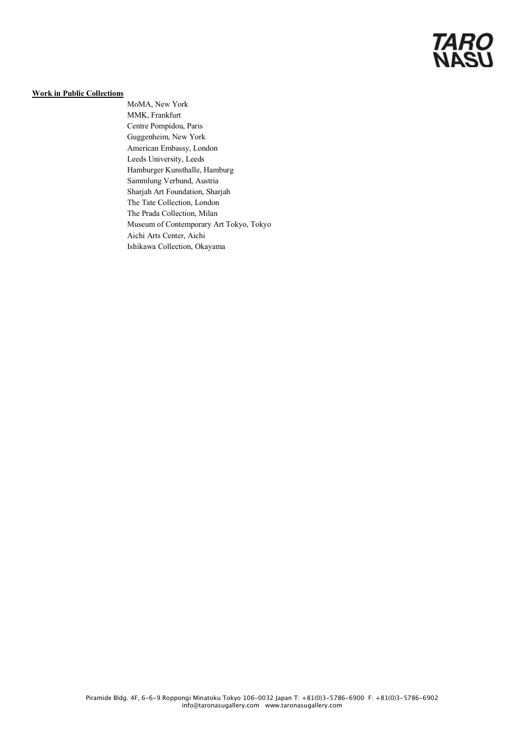**Work in Public Collections**

MoMA, New York
MMK, Frankfurt
Centre Pompidou, Paris
Guggenheim, New York
American Embassy, London
Leeds University, Leeds
Hamburger Kunsthalle, Hamburg
Sammlung Verbund, Austria
Sharjah Art Foundation, Sharjah
The Tate Collection, London
The Prada Collection, Milan
Museum of Contemporary Art Tokyo, Tokyo
Aichi Arts Center, Aichi
Ishikawa Collection, Okayama